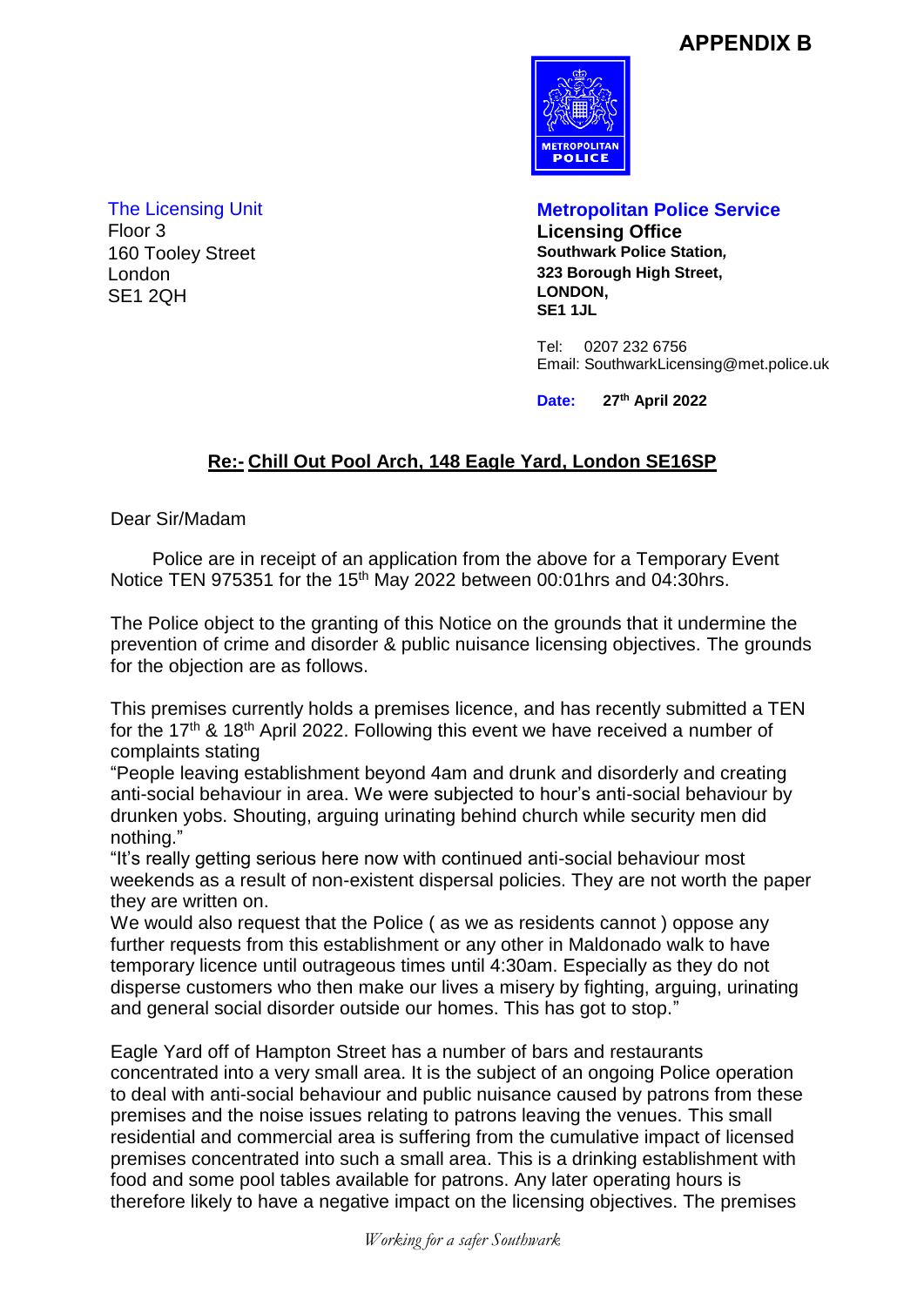# APPENDIX B

METROPOLITAN POLICE

The Licensing Unit
Floor 3
160 Tooley Street
London
SE1 2QH

**Metropolitan Police Service**
**Licensing Office**
**Southwark Police Station,**
**323 Borough High Street,**
**LONDON,**
**SE1 1JL**

Tel: 0207 232 6756
Email: SouthwarkLicensing@met.police.uk

**Date: 27th April 2022**

**Re:- Chill Out Pool Arch, 148 Eagle Yard, London SE16SP**

Dear Sir/Madam

Police are in receipt of an application from the above for a Temporary Event Notice TEN 975351 for the 15th May 2022 between 00:01hrs and 04:30hrs.

The Police object to the granting of this Notice on the grounds that it undermine the prevention of crime and disorder & public nuisance licensing objectives. The grounds for the objection are as follows.

This premises currently holds a premises licence, and has recently submitted a TEN for the 17th & 18th April 2022. Following this event we have received a number of complaints stating

"People leaving establishment beyond 4am and drunk and disorderly and creating anti-social behaviour in area. We were subjected to hour's anti-social behaviour by drunken yobs. Shouting, arguing urinating behind church while security men did nothing."

"It's really getting serious here now with continued anti-social behaviour most weekends as a result of non-existent dispersal policies. They are not worth the paper they are written on.

We would also request that the Police ( as we as residents cannot ) oppose any further requests from this establishment or any other in Maldonado walk to have temporary licence until outrageous times until 4:30am. Especially as they do not disperse customers who then make our lives a misery by fighting, arguing, urinating and general social disorder outside our homes. This has got to stop."

Eagle Yard off of Hampton Street has a number of bars and restaurants concentrated into a very small area. It is the subject of an ongoing Police operation to deal with anti-social behaviour and public nuisance caused by patrons from these premises and the noise issues relating to patrons leaving the venues. This small residential and commercial area is suffering from the cumulative impact of licensed premises concentrated into such a small area. This is a drinking establishment with food and some pool tables available for patrons. Any later operating hours is therefore likely to have a negative impact on the licensing objectives. The premises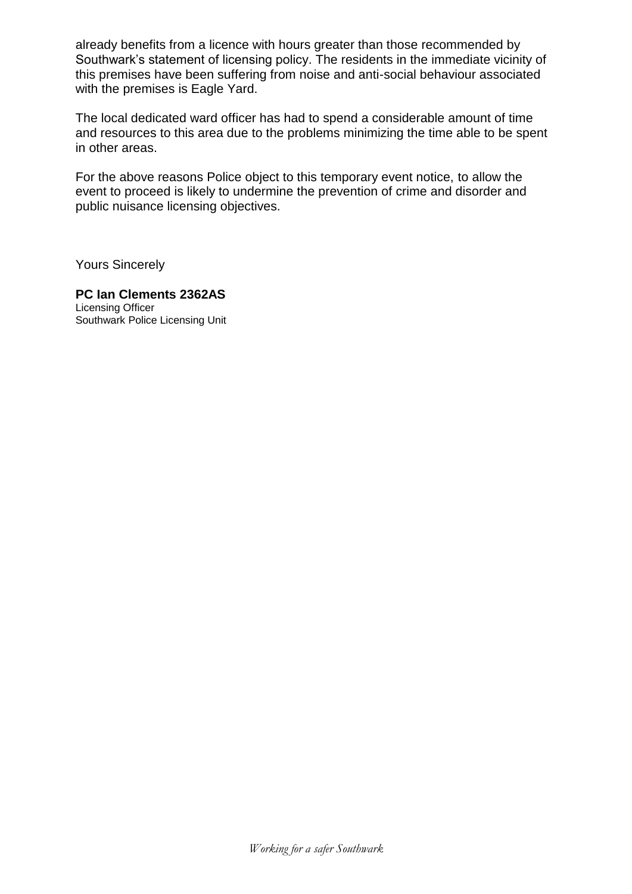already benefits from a licence with hours greater than those recommended by Southwark's statement of licensing policy. The residents in the immediate vicinity of this premises have been suffering from noise and anti-social behaviour associated with the premises is Eagle Yard.

The local dedicated ward officer has had to spend a considerable amount of time and resources to this area due to the problems minimizing the time able to be spent in other areas.

For the above reasons Police object to this temporary event notice, to allow the event to proceed is likely to undermine the prevention of crime and disorder and public nuisance licensing objectives.

Yours Sincerely

**PC Ian Clements 2362AS**
Licensing Officer
Southwark Police Licensing Unit